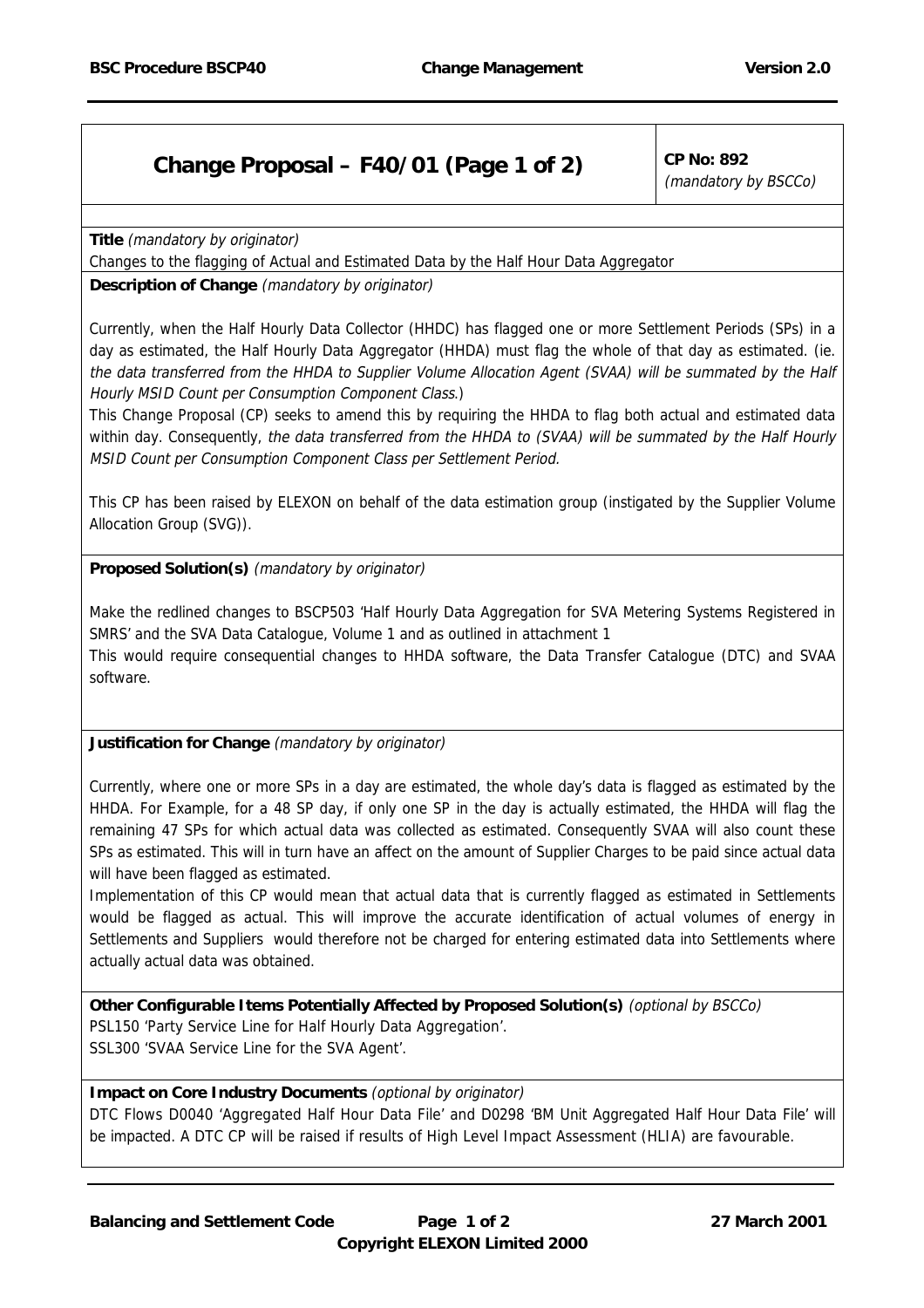# Change Proposal – F40/01 (Page 1 of 2)

**CP No: 892**
*(mandatory by BSCCo)*

**Title** *(mandatory by originator)*

Changes to the flagging of Actual and Estimated Data by the Half Hour Data Aggregator

**Description of Change** *(mandatory by originator)*

Currently, when the Half Hourly Data Collector (HHDC) has flagged one or more Settlement Periods (SPs) in a day as estimated, the Half Hourly Data Aggregator (HHDA) must flag the whole of that day as estimated. (ie. *the data transferred from the HHDA to Supplier Volume Allocation Agent (SVAA) will be summated by the Half Hourly MSID Count per Consumption Component Class.*)

This Change Proposal (CP) seeks to amend this by requiring the HHDA to flag both actual and estimated data within day. Consequently, *the data transferred from the HHDA to (SVAA) will be summated by the Half Hourly MSID Count per Consumption Component Class per Settlement Period.*

This CP has been raised by ELEXON on behalf of the data estimation group (instigated by the Supplier Volume Allocation Group (SVG)).

**Proposed Solution(s)** *(mandatory by originator)*

Make the redlined changes to BSCP503 'Half Hourly Data Aggregation for SVA Metering Systems Registered in SMRS' and the SVA Data Catalogue, Volume 1 and as outlined in attachment 1

This would require consequential changes to HHDA software, the Data Transfer Catalogue (DTC) and SVAA software.

**Justification for Change** *(mandatory by originator)*

Currently, where one or more SPs in a day are estimated, the whole day's data is flagged as estimated by the HHDA. For Example, for a 48 SP day, if only one SP in the day is actually estimated, the HHDA will flag the remaining 47 SPs for which actual data was collected as estimated. Consequently SVAA will also count these SPs as estimated. This will in turn have an affect on the amount of Supplier Charges to be paid since actual data will have been flagged as estimated.

Implementation of this CP would mean that actual data that is currently flagged as estimated in Settlements would be flagged as actual. This will improve the accurate identification of actual volumes of energy in Settlements and Suppliers would therefore not be charged for entering estimated data into Settlements where actually actual data was obtained.

**Other Configurable Items Potentially Affected by Proposed Solution(s)** *(optional by BSCCo)*

PSL150 'Party Service Line for Half Hourly Data Aggregation'.

SSL300 'SVAA Service Line for the SVA Agent'.

**Impact on Core Industry Documents** *(optional by originator)*

DTC Flows D0040 'Aggregated Half Hour Data File' and D0298 'BM Unit Aggregated Half Hour Data File' will be impacted. A DTC CP will be raised if results of High Level Impact Assessment (HLIA) are favourable.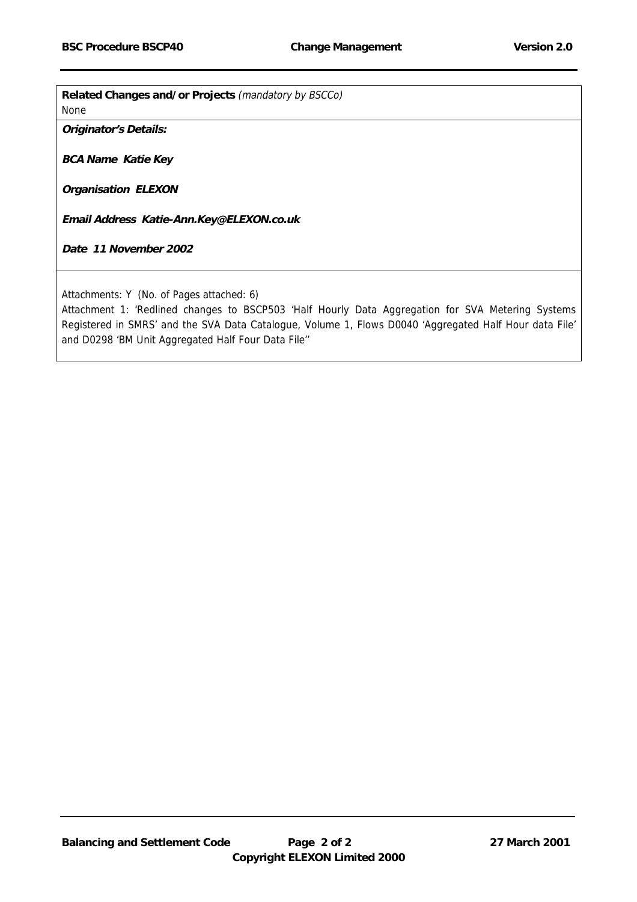**Related Changes and/or Projects** *(mandatory by BSCCo)*

None

***Originator's Details:***

***BCA Name Katie Key***

***Organisation ELEXON***

***Email Address Katie-Ann.Key@ELEXON.co.uk***

***Date 11 November 2002***

Attachments: Y (No. of Pages attached: 6)

Attachment 1: 'Redlined changes to BSCP503 'Half Hourly Data Aggregation for SVA Metering Systems Registered in SMRS' and the SVA Data Catalogue, Volume 1, Flows D0040 'Aggregated Half Hour data File' and D0298 'BM Unit Aggregated Half Four Data File''